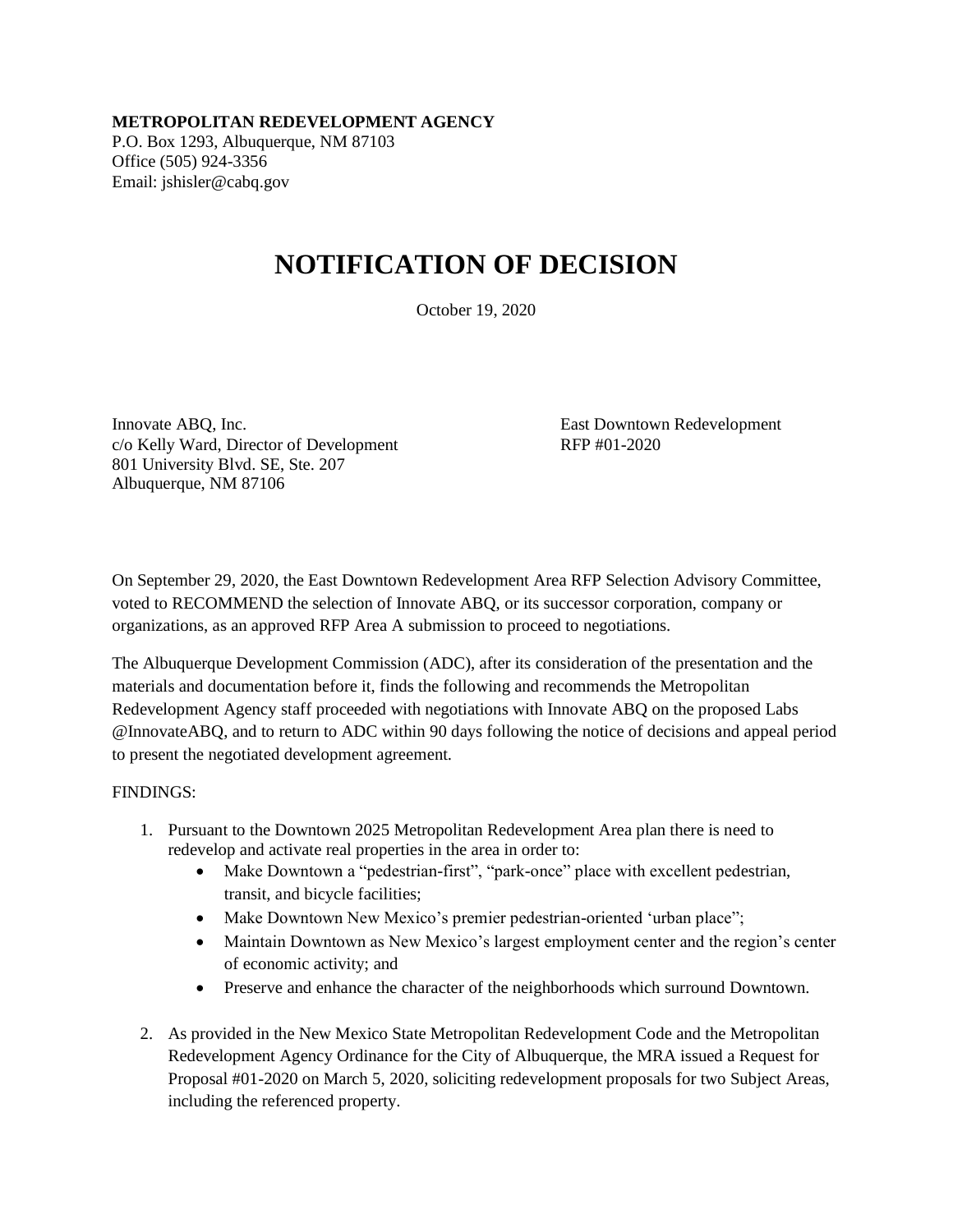**METROPOLITAN REDEVELOPMENT AGENCY**
P.O. Box 1293, Albuquerque, NM 87103
Office (505) 924-3356
Email: jshisler@cabq.gov

# NOTIFICATION OF DECISION

October 19, 2020

Innovate ABQ, Inc.
c/o Kelly Ward, Director of Development
801 University Blvd. SE, Ste. 207
Albuquerque, NM 87106

East Downtown Redevelopment
RFP #01-2020

On September 29, 2020, the East Downtown Redevelopment Area RFP Selection Advisory Committee, voted to RECOMMEND the selection of Innovate ABQ, or its successor corporation, company or organizations, as an approved RFP Area A submission to proceed to negotiations.

The Albuquerque Development Commission (ADC), after its consideration of the presentation and the materials and documentation before it, finds the following and recommends the Metropolitan Redevelopment Agency staff proceeded with negotiations with Innovate ABQ on the proposed Labs @InnovateABQ, and to return to ADC within 90 days following the notice of decisions and appeal period to present the negotiated development agreement.

FINDINGS:

1. Pursuant to the Downtown 2025 Metropolitan Redevelopment Area plan there is need to redevelop and activate real properties in the area in order to:
   - Make Downtown a "pedestrian-first", "park-once" place with excellent pedestrian, transit, and bicycle facilities;
   - Make Downtown New Mexico's premier pedestrian-oriented 'urban place";
   - Maintain Downtown as New Mexico's largest employment center and the region's center of economic activity; and
   - Preserve and enhance the character of the neighborhoods which surround Downtown.

2. As provided in the New Mexico State Metropolitan Redevelopment Code and the Metropolitan Redevelopment Agency Ordinance for the City of Albuquerque, the MRA issued a Request for Proposal #01-2020 on March 5, 2020, soliciting redevelopment proposals for two Subject Areas, including the referenced property.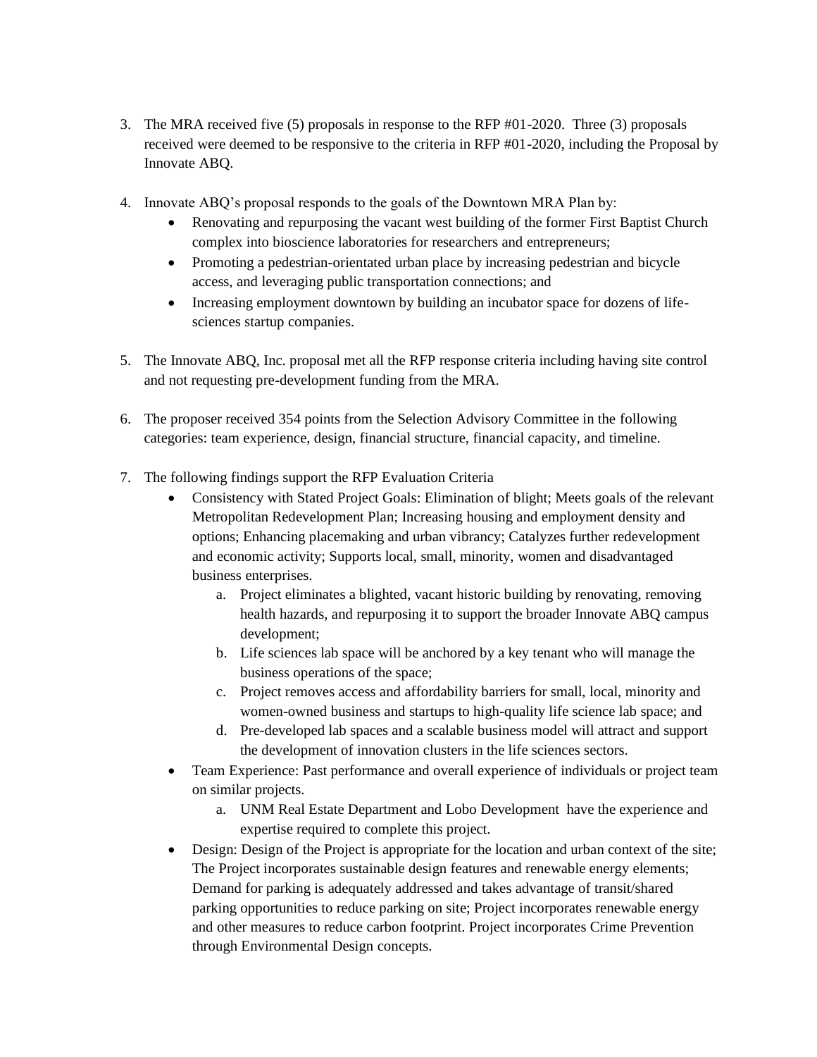3. The MRA received five (5) proposals in response to the RFP #01-2020. Three (3) proposals received were deemed to be responsive to the criteria in RFP #01-2020, including the Proposal by Innovate ABQ.

4. Innovate ABQ's proposal responds to the goals of the Downtown MRA Plan by:
   - Renovating and repurposing the vacant west building of the former First Baptist Church complex into bioscience laboratories for researchers and entrepreneurs;
   - Promoting a pedestrian-orientated urban place by increasing pedestrian and bicycle access, and leveraging public transportation connections; and
   - Increasing employment downtown by building an incubator space for dozens of life-sciences startup companies.

5. The Innovate ABQ, Inc. proposal met all the RFP response criteria including having site control and not requesting pre-development funding from the MRA.

6. The proposer received 354 points from the Selection Advisory Committee in the following categories: team experience, design, financial structure, financial capacity, and timeline.

7. The following findings support the RFP Evaluation Criteria
   - Consistency with Stated Project Goals: Elimination of blight; Meets goals of the relevant Metropolitan Redevelopment Plan; Increasing housing and employment density and options; Enhancing placemaking and urban vibrancy; Catalyzes further redevelopment and economic activity; Supports local, small, minority, women and disadvantaged business enterprises.
     a. Project eliminates a blighted, vacant historic building by renovating, removing health hazards, and repurposing it to support the broader Innovate ABQ campus development;
     b. Life sciences lab space will be anchored by a key tenant who will manage the business operations of the space;
     c. Project removes access and affordability barriers for small, local, minority and women-owned business and startups to high-quality life science lab space; and
     d. Pre-developed lab spaces and a scalable business model will attract and support the development of innovation clusters in the life sciences sectors.
   - Team Experience: Past performance and overall experience of individuals or project team on similar projects.
     a. UNM Real Estate Department and Lobo Development have the experience and expertise required to complete this project.
   - Design: Design of the Project is appropriate for the location and urban context of the site; The Project incorporates sustainable design features and renewable energy elements; Demand for parking is adequately addressed and takes advantage of transit/shared parking opportunities to reduce parking on site; Project incorporates renewable energy and other measures to reduce carbon footprint. Project incorporates Crime Prevention through Environmental Design concepts.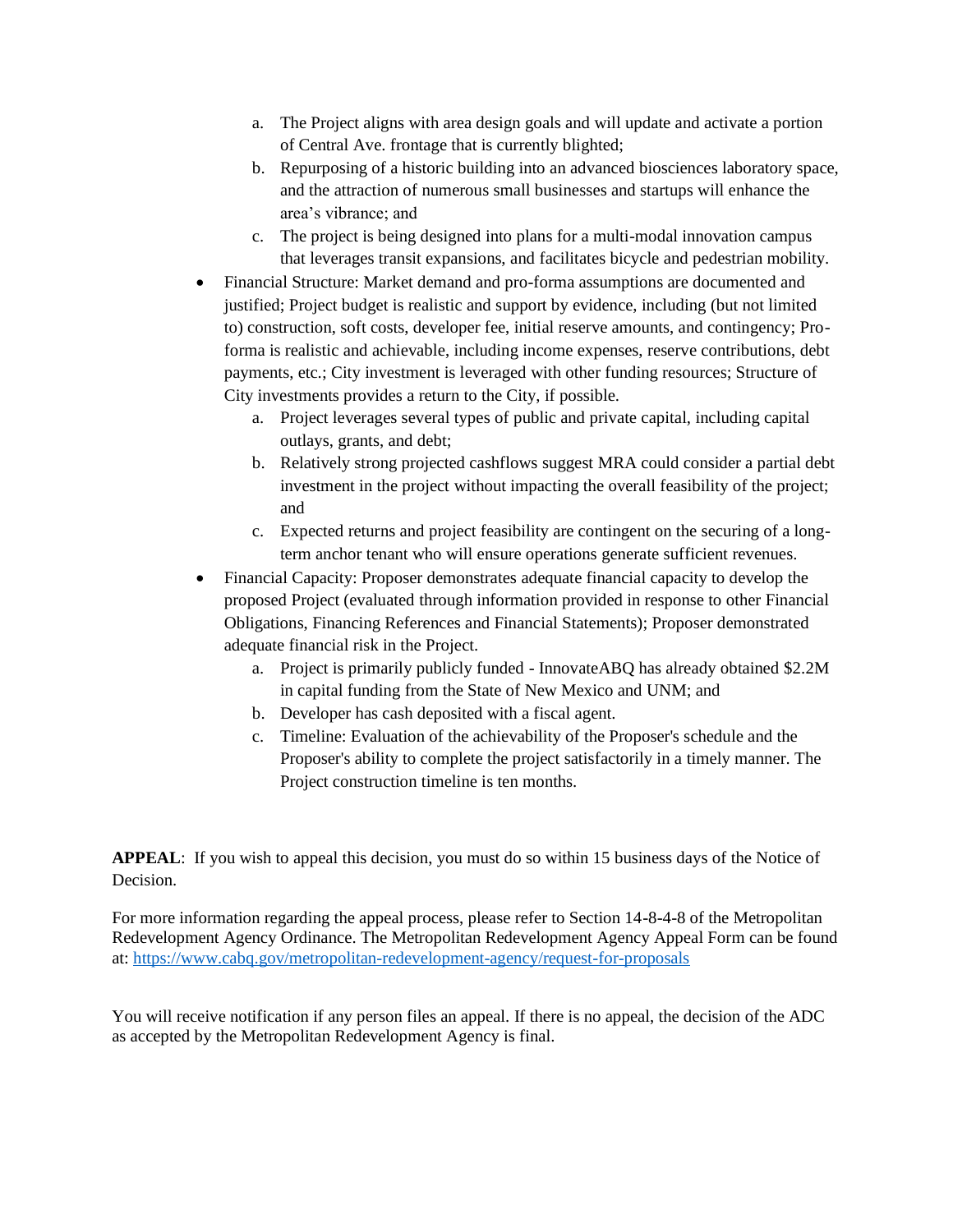a. The Project aligns with area design goals and will update and activate a portion of Central Ave. frontage that is currently blighted;
   b. Repurposing of a historic building into an advanced biosciences laboratory space, and the attraction of numerous small businesses and startups will enhance the area's vibrance; and
   c. The project is being designed into plans for a multi-modal innovation campus that leverages transit expansions, and facilitates bicycle and pedestrian mobility.

- Financial Structure: Market demand and pro-forma assumptions are documented and justified; Project budget is realistic and support by evidence, including (but not limited to) construction, soft costs, developer fee, initial reserve amounts, and contingency; Pro-forma is realistic and achievable, including income expenses, reserve contributions, debt payments, etc.; City investment is leveraged with other funding resources; Structure of City investments provides a return to the City, if possible.
   a. Project leverages several types of public and private capital, including capital outlays, grants, and debt;
   b. Relatively strong projected cashflows suggest MRA could consider a partial debt investment in the project without impacting the overall feasibility of the project; and
   c. Expected returns and project feasibility are contingent on the securing of a long-term anchor tenant who will ensure operations generate sufficient revenues.
- Financial Capacity: Proposer demonstrates adequate financial capacity to develop the proposed Project (evaluated through information provided in response to other Financial Obligations, Financing References and Financial Statements); Proposer demonstrated adequate financial risk in the Project.
   a. Project is primarily publicly funded - InnovateABQ has already obtained $2.2M in capital funding from the State of New Mexico and UNM; and
   b. Developer has cash deposited with a fiscal agent.
   c. Timeline: Evaluation of the achievability of the Proposer's schedule and the Proposer's ability to complete the project satisfactorily in a timely manner. The Project construction timeline is ten months.

**APPEAL**: If you wish to appeal this decision, you must do so within 15 business days of the Notice of Decision.

For more information regarding the appeal process, please refer to Section 14-8-4-8 of the Metropolitan Redevelopment Agency Ordinance. The Metropolitan Redevelopment Agency Appeal Form can be found at: https://www.cabq.gov/metropolitan-redevelopment-agency/request-for-proposals

You will receive notification if any person files an appeal. If there is no appeal, the decision of the ADC as accepted by the Metropolitan Redevelopment Agency is final.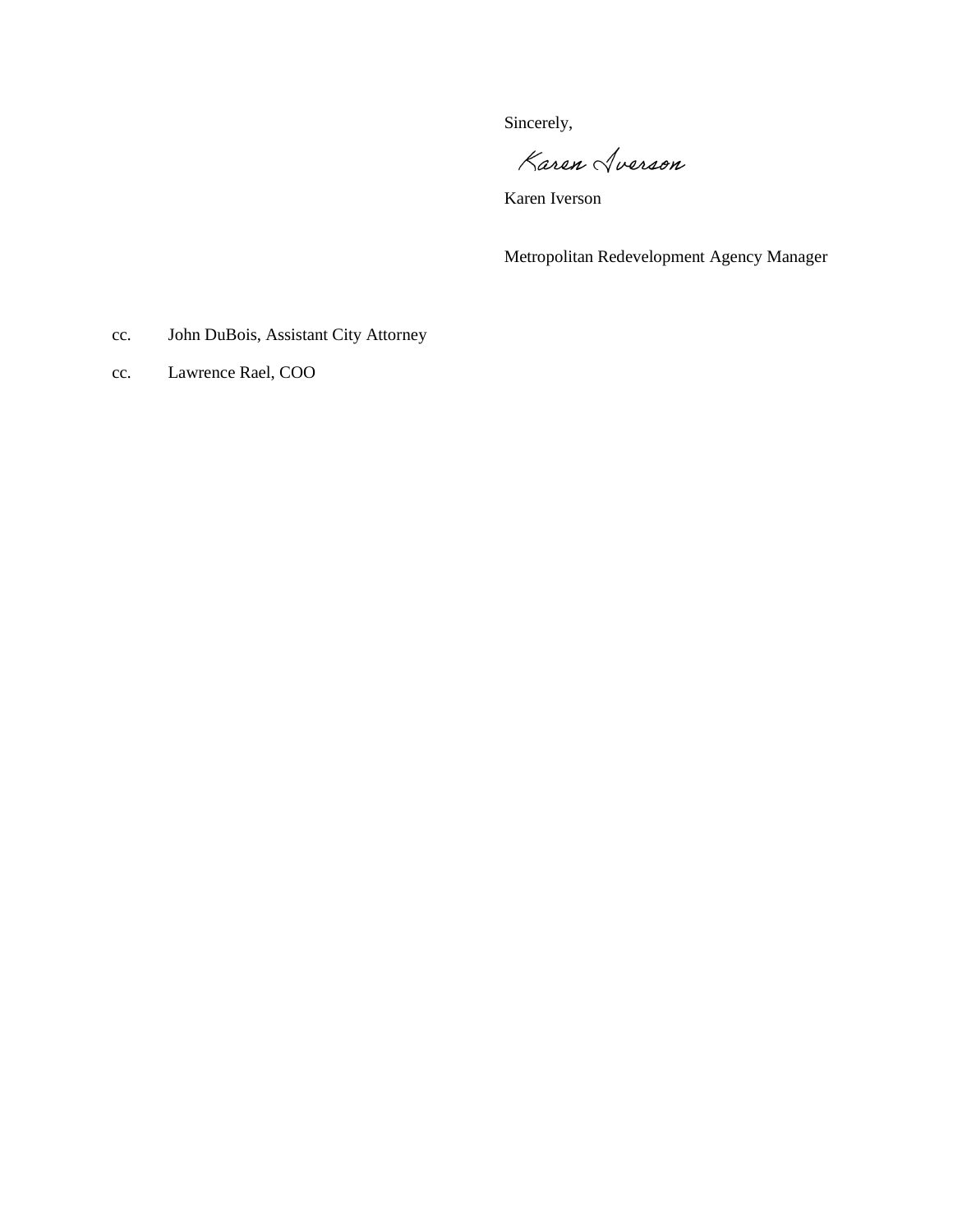Sincerely,

Karen Iverson

Karen Iverson

Metropolitan Redevelopment Agency Manager

cc. John DuBois, Assistant City Attorney

cc. Lawrence Rael, COO